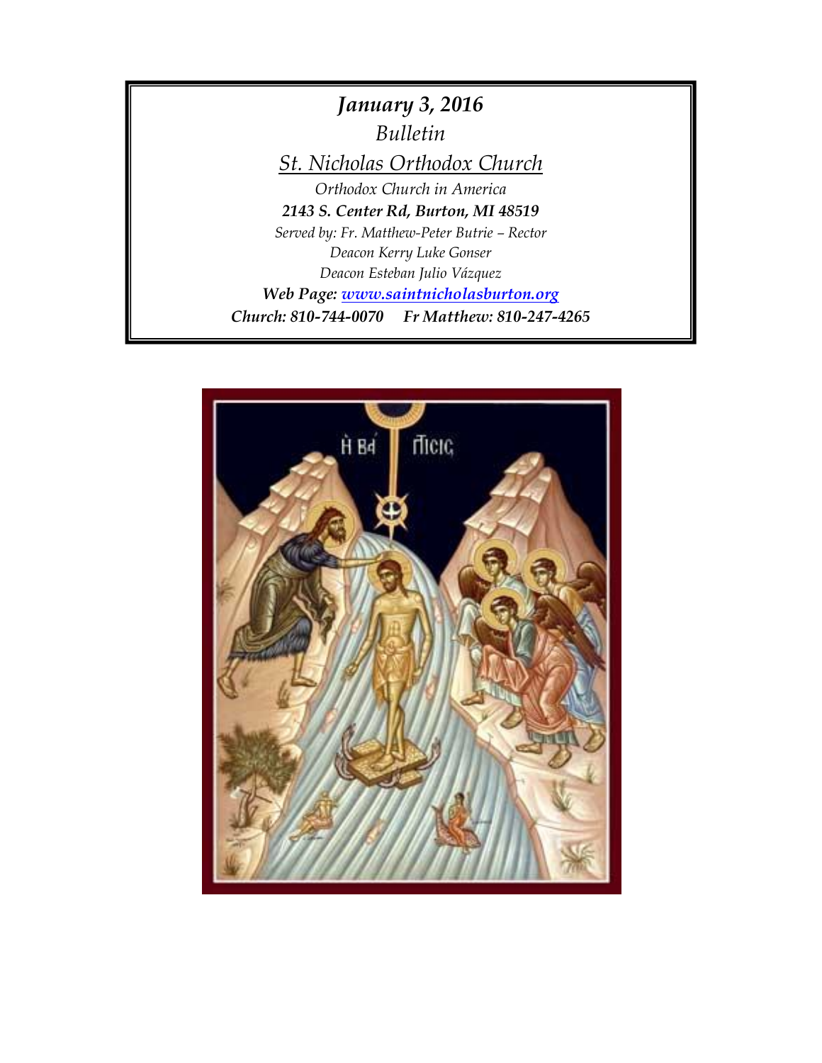# *January 3, 2016*

*Bulletin*

## *St. Nicholas Orthodox Church*

*Orthodox Church in America*

***2143 S. Center Rd, Burton, MI 48519***

*Served by: Fr. Matthew-Peter Butrie – Rector*

*Deacon Kerry Luke Gonser*

*Deacon Esteban Julio Vázquez*

***Web Page: [www.saintnicholasburton.org](http://www.saintnicholasburton.org)***

***Church: 810-744-0070     Fr Matthew: 810-247-4265***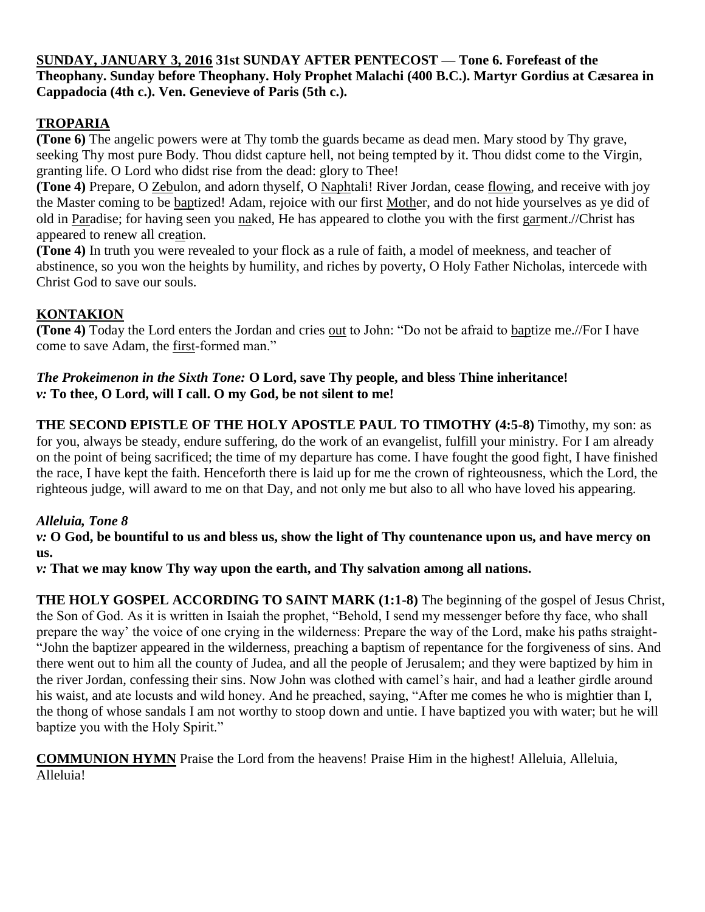**<u>SUNDAY, JANUARY 3, 2016</u> 31st SUNDAY AFTER PENTECOST — Tone 6. Forefeast of the Theophany. Sunday before Theophany. Holy Prophet Malachi (400 B.C.). Martyr Gordius at Cæsarea in Cappadocia (4th c.). Ven. Genevieve of Paris (5th c.).**

## <u>TROPARIA</u>

**(Tone 6)** The angelic powers were at Thy tomb the guards became as dead men. Mary stood by Thy grave, seeking Thy most pure Body. Thou didst capture hell, not being tempted by it. Thou didst come to the Virgin, granting life. O Lord who didst rise from the dead: glory to Thee!

**(Tone 4)** Prepare, O <u>Zeb</u>ulon, and adorn thyself, O <u>Naph</u>tali! River Jordan, cease <u>flow</u>ing, and receive with joy the Master coming to be <u>bap</u>tized! Adam, rejoice with our first <u>Moth</u>er, and do not hide yourselves as ye did of old in <u>Par</u>adise; for having seen you <u>na</u>ked, He has appeared to clothe you with the first <u>gar</u>ment.//Christ has appeared to renew all cre<u>at</u>ion.

**(Tone 4)** In truth you were revealed to your flock as a rule of faith, a model of meekness, and teacher of abstinence, so you won the heights by humility, and riches by poverty, O Holy Father Nicholas, intercede with Christ God to save our souls.

## <u>KONTAKION</u>

**(Tone 4)** Today the Lord enters the Jordan and cries <u>out</u> to John: "Do not be afraid to <u>bap</u>tize me.//For I have come to save Adam, the <u>first</u>-formed man."

***The Prokeimenon in the Sixth Tone:* O Lord, save Thy people, and bless Thine inheritance!**
***v:* To thee, O Lord, will I call. O my God, be not silent to me!**

**THE SECOND EPISTLE OF THE HOLY APOSTLE PAUL TO TIMOTHY (4:5-8)** Timothy, my son: as for you, always be steady, endure suffering, do the work of an evangelist, fulfill your ministry. For I am already on the point of being sacrificed; the time of my departure has come. I have fought the good fight, I have finished the race, I have kept the faith. Henceforth there is laid up for me the crown of righteousness, which the Lord, the righteous judge, will award to me on that Day, and not only me but also to all who have loved his appearing.

***Alleluia, Tone 8***
***v:* O God, be bountiful to us and bless us, show the light of Thy countenance upon us, and have mercy on us.**
***v:* That we may know Thy way upon the earth, and Thy salvation among all nations.**

**THE HOLY GOSPEL ACCORDING TO SAINT MARK (1:1-8)** The beginning of the gospel of Jesus Christ, the Son of God. As it is written in Isaiah the prophet, "Behold, I send my messenger before thy face, who shall prepare the way' the voice of one crying in the wilderness: Prepare the way of the Lord, make his paths straight- "John the baptizer appeared in the wilderness, preaching a baptism of repentance for the forgiveness of sins. And there went out to him all the county of Judea, and all the people of Jerusalem; and they were baptized by him in the river Jordan, confessing their sins. Now John was clothed with camel's hair, and had a leather girdle around his waist, and ate locusts and wild honey. And he preached, saying, "After me comes he who is mightier than I, the thong of whose sandals I am not worthy to stoop down and untie. I have baptized you with water; but he will baptize you with the Holy Spirit."

**<u>COMMUNION HYMN</u>** Praise the Lord from the heavens! Praise Him in the highest! Alleluia, Alleluia, Alleluia!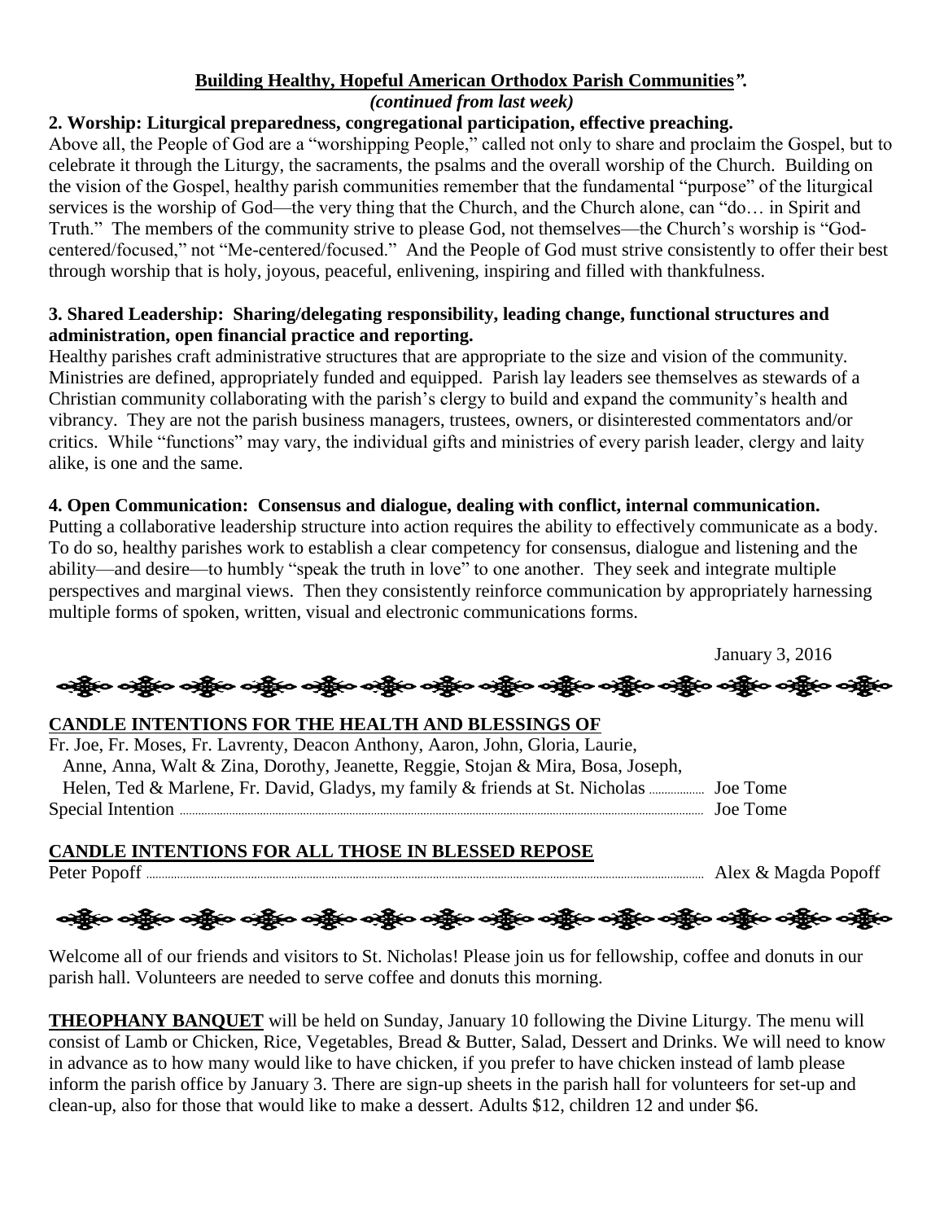**Building Healthy, Hopeful American Orthodox Parish Communities*".***

*(continued from last week)*

**2. Worship: Liturgical preparedness, congregational participation, effective preaching.**

Above all, the People of God are a "worshipping People," called not only to share and proclaim the Gospel, but to celebrate it through the Liturgy, the sacraments, the psalms and the overall worship of the Church. Building on the vision of the Gospel, healthy parish communities remember that the fundamental "purpose" of the liturgical services is the worship of God—the very thing that the Church, and the Church alone, can "do… in Spirit and Truth." The members of the community strive to please God, not themselves—the Church's worship is "God-centered/focused," not "Me-centered/focused." And the People of God must strive consistently to offer their best through worship that is holy, joyous, peaceful, enlivening, inspiring and filled with thankfulness.

**3. Shared Leadership: Sharing/delegating responsibility, leading change, functional structures and administration, open financial practice and reporting.**

Healthy parishes craft administrative structures that are appropriate to the size and vision of the community. Ministries are defined, appropriately funded and equipped. Parish lay leaders see themselves as stewards of a Christian community collaborating with the parish's clergy to build and expand the community's health and vibrancy. They are not the parish business managers, trustees, owners, or disinterested commentators and/or critics. While "functions" may vary, the individual gifts and ministries of every parish leader, clergy and laity alike, is one and the same.

**4. Open Communication: Consensus and dialogue, dealing with conflict, internal communication.**

Putting a collaborative leadership structure into action requires the ability to effectively communicate as a body. To do so, healthy parishes work to establish a clear competency for consensus, dialogue and listening and the ability—and desire—to humbly "speak the truth in love" to one another. They seek and integrate multiple perspectives and marginal views. Then they consistently reinforce communication by appropriately harnessing multiple forms of spoken, written, visual and electronic communications forms.

January 3, 2016

**CANDLE INTENTIONS FOR THE HEALTH AND BLESSINGS OF**

Fr. Joe, Fr. Moses, Fr. Lavrenty, Deacon Anthony, Aaron, John, Gloria, Laurie, Anne, Anna, Walt & Zina, Dorothy, Jeanette, Reggie, Stojan & Mira, Bosa, Joseph, Helen, Ted & Marlene, Fr. David, Gladys, my family & friends at St. Nicholas ............ Joe Tome

Special Intention ............ Joe Tome

**CANDLE INTENTIONS FOR ALL THOSE IN BLESSED REPOSE**

Peter Popoff ............ Alex & Magda Popoff

Welcome all of our friends and visitors to St. Nicholas! Please join us for fellowship, coffee and donuts in our parish hall. Volunteers are needed to serve coffee and donuts this morning.

**THEOPHANY BANQUET** will be held on Sunday, January 10 following the Divine Liturgy. The menu will consist of Lamb or Chicken, Rice, Vegetables, Bread & Butter, Salad, Dessert and Drinks. We will need to know in advance as to how many would like to have chicken, if you prefer to have chicken instead of lamb please inform the parish office by January 3. There are sign-up sheets in the parish hall for volunteers for set-up and clean-up, also for those that would like to make a dessert. Adults $12, children 12 and under $6.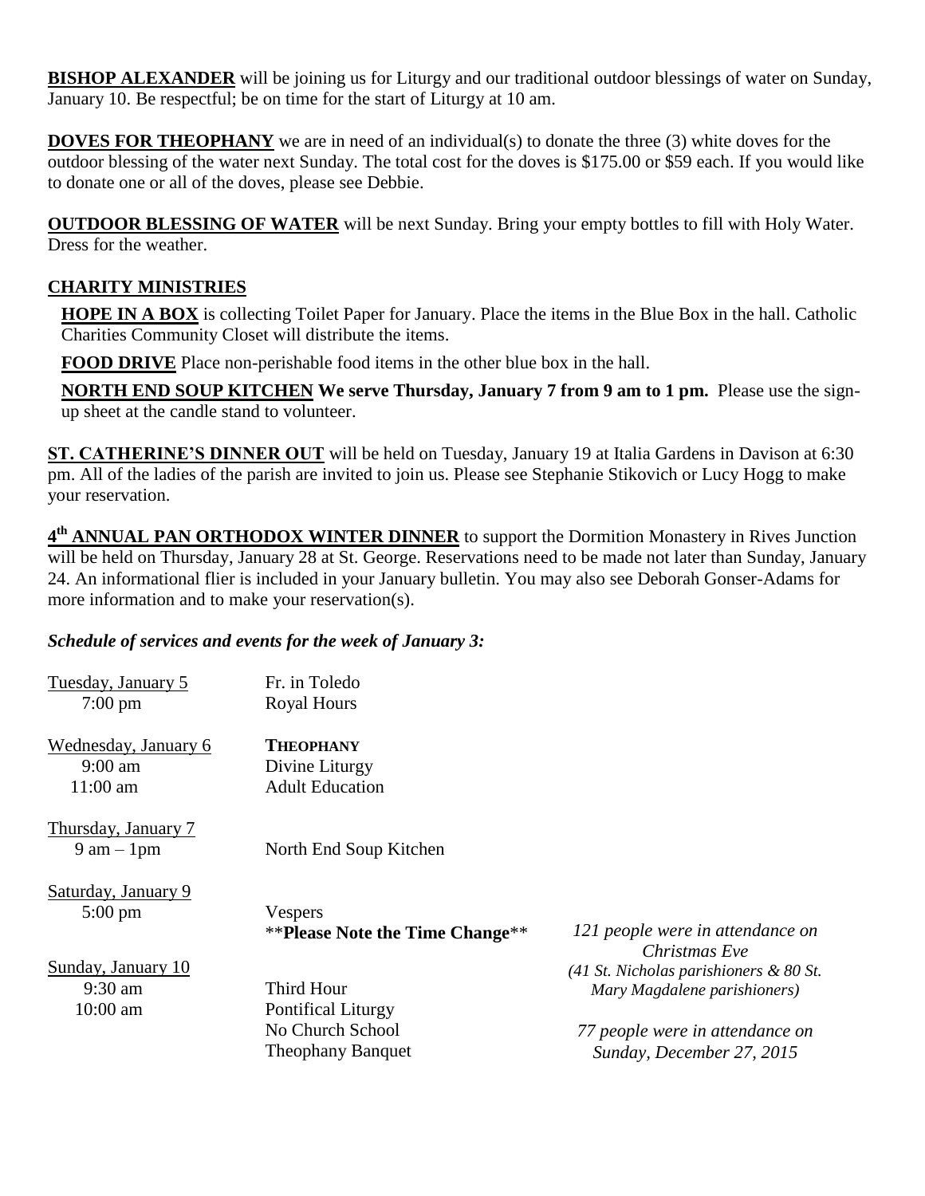**BISHOP ALEXANDER** will be joining us for Liturgy and our traditional outdoor blessings of water on Sunday, January 10. Be respectful; be on time for the start of Liturgy at 10 am.

**DOVES FOR THEOPHANY** we are in need of an individual(s) to donate the three (3) white doves for the outdoor blessing of the water next Sunday. The total cost for the doves is $175.00 or $59 each. If you would like to donate one or all of the doves, please see Debbie.

**OUTDOOR BLESSING OF WATER** will be next Sunday. Bring your empty bottles to fill with Holy Water. Dress for the weather.

**CHARITY MINISTRIES**

**HOPE IN A BOX** is collecting Toilet Paper for January. Place the items in the Blue Box in the hall. Catholic Charities Community Closet will distribute the items.

**FOOD DRIVE** Place non-perishable food items in the other blue box in the hall.

**NORTH END SOUP KITCHEN We serve Thursday, January 7 from 9 am to 1 pm.** Please use the sign-up sheet at the candle stand to volunteer.

**ST. CATHERINE'S DINNER OUT** will be held on Tuesday, January 19 at Italia Gardens in Davison at 6:30 pm. All of the ladies of the parish are invited to join us. Please see Stephanie Stikovich or Lucy Hogg to make your reservation.

**4th ANNUAL PAN ORTHODOX WINTER DINNER** to support the Dormition Monastery in Rives Junction will be held on Thursday, January 28 at St. George. Reservations need to be made not later than Sunday, January 24. An informational flier is included in your January bulletin. You may also see Deborah Gonser-Adams for more information and to make your reservation(s).

***Schedule of services and events for the week of January 3:***

Tuesday, January 5 — Fr. in Toledo
- 7:00 pm — Royal Hours

Wednesday, January 6 — **THEOPHANY**
- 9:00 am — Divine Liturgy
- 11:00 am — Adult Education

Thursday, January 7
- 9 am – 1pm — North End Soup Kitchen

Saturday, January 9
- 5:00 pm — Vespers
  **Please Note the Time Change**

Sunday, January 10
- 9:30 am — Third Hour
- 10:00 am — Pontifical Liturgy
  No Church School
  Theophany Banquet

*121 people were in attendance on Christmas Eve (41 St. Nicholas parishioners & 80 St. Mary Magdalene parishioners)*

*77 people were in attendance on Sunday, December 27, 2015*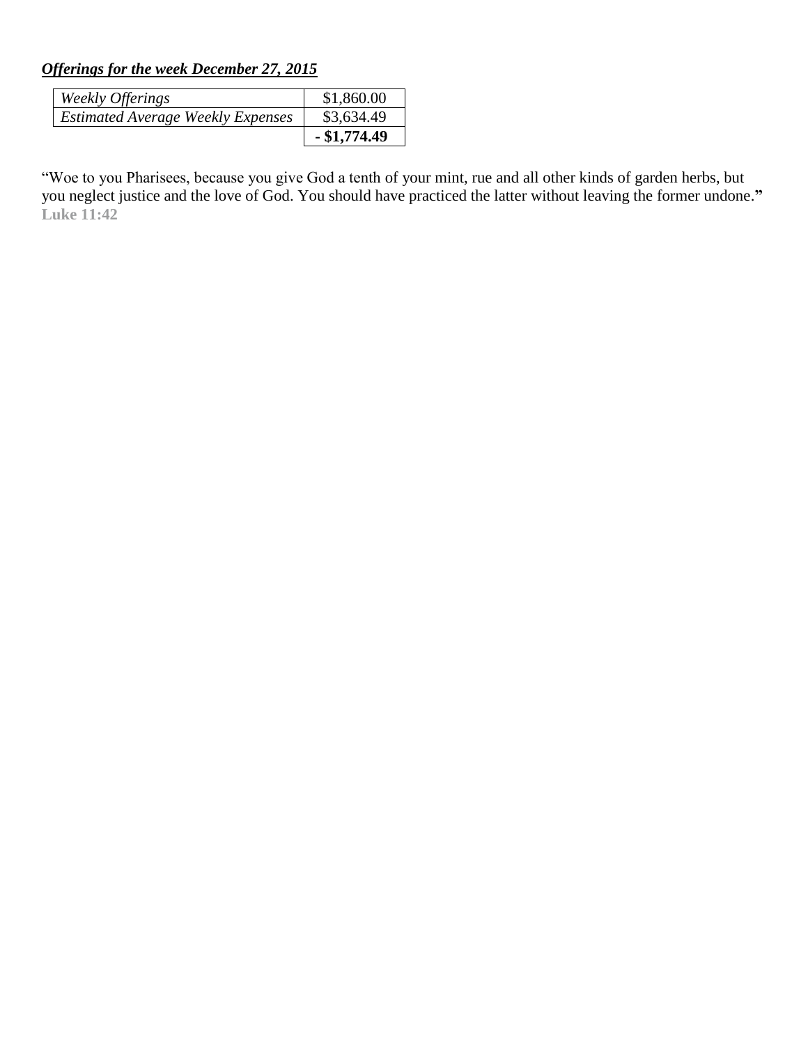***Offerings for the week December 27, 2015***

| | |
|---|---|
| *Weekly Offerings* | $1,860.00 |
| *Estimated Average Weekly Expenses* | $3,634.49 |
| | **- $1,774.49** |

"Woe to you Pharisees, because you give God a tenth of your mint, rue and all other kinds of garden herbs, but you neglect justice and the love of God. You should have practiced the latter without leaving the former undone." **Luke 11:42**